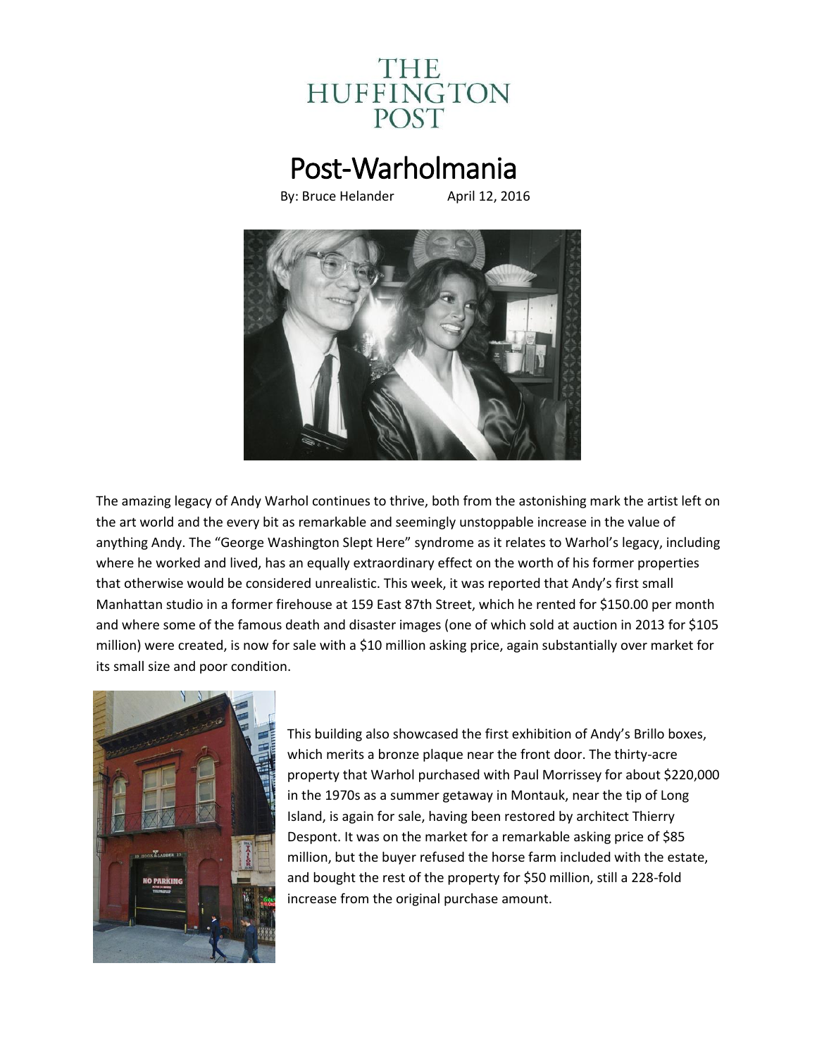THE HUFFINGTON POST

# Post-Warholmania

By: Bruce Helander April 12, 2016

The amazing legacy of Andy Warhol continues to thrive, both from the astonishing mark the artist left on the art world and the every bit as remarkable and seemingly unstoppable increase in the value of anything Andy. The "George Washington Slept Here" syndrome as it relates to Warhol's legacy, including where he worked and lived, has an equally extraordinary effect on the worth of his former properties that otherwise would be considered unrealistic. This week, it was reported that Andy's first small Manhattan studio in a former firehouse at 159 East 87th Street, which he rented for $150.00 per month and where some of the famous death and disaster images (one of which sold at auction in 2013 for $105 million) were created, is now for sale with a $10 million asking price, again substantially over market for its small size and poor condition.

This building also showcased the first exhibition of Andy's Brillo boxes, which merits a bronze plaque near the front door. The thirty-acre property that Warhol purchased with Paul Morrissey for about $220,000 in the 1970s as a summer getaway in Montauk, near the tip of Long Island, is again for sale, having been restored by architect Thierry Despont. It was on the market for a remarkable asking price of $85 million, but the buyer refused the horse farm included with the estate, and bought the rest of the property for $50 million, still a 228-fold increase from the original purchase amount.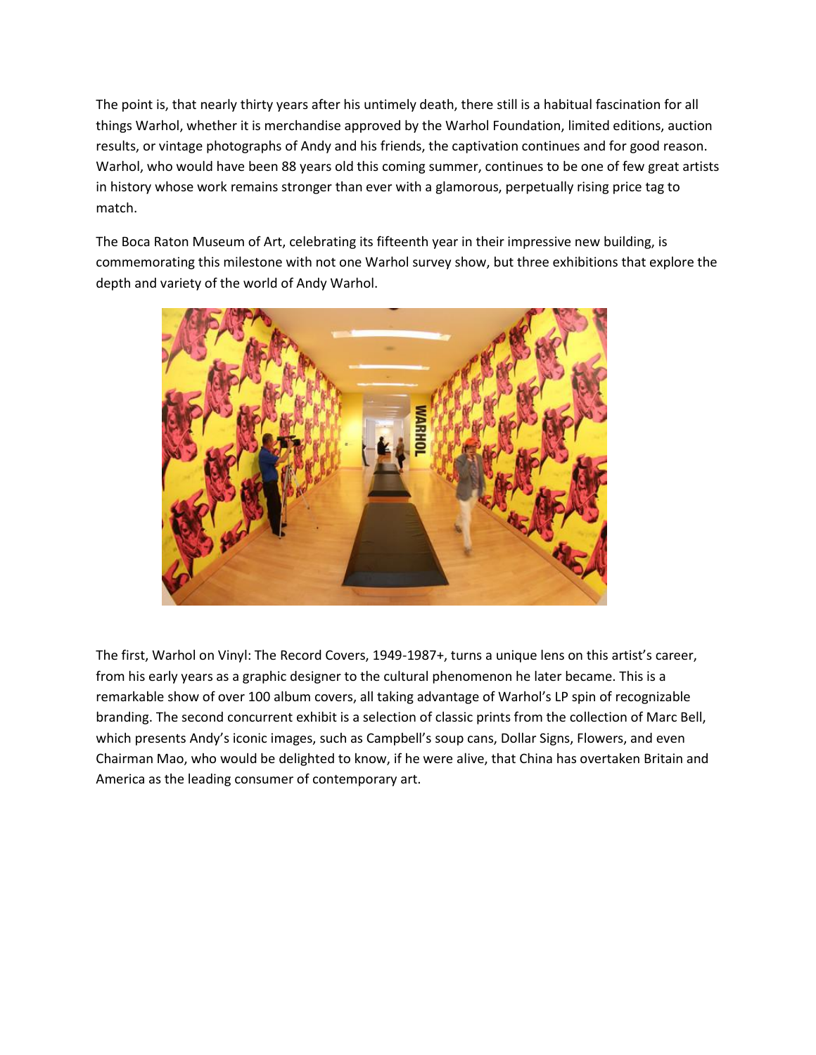The point is, that nearly thirty years after his untimely death, there still is a habitual fascination for all things Warhol, whether it is merchandise approved by the Warhol Foundation, limited editions, auction results, or vintage photographs of Andy and his friends, the captivation continues and for good reason. Warhol, who would have been 88 years old this coming summer, continues to be one of few great artists in history whose work remains stronger than ever with a glamorous, perpetually rising price tag to match.

The Boca Raton Museum of Art, celebrating its fifteenth year in their impressive new building, is commemorating this milestone with not one Warhol survey show, but three exhibitions that explore the depth and variety of the world of Andy Warhol.

The first, Warhol on Vinyl: The Record Covers, 1949-1987+, turns a unique lens on this artist's career, from his early years as a graphic designer to the cultural phenomenon he later became. This is a remarkable show of over 100 album covers, all taking advantage of Warhol's LP spin of recognizable branding. The second concurrent exhibit is a selection of classic prints from the collection of Marc Bell, which presents Andy's iconic images, such as Campbell's soup cans, Dollar Signs, Flowers, and even Chairman Mao, who would be delighted to know, if he were alive, that China has overtaken Britain and America as the leading consumer of contemporary art.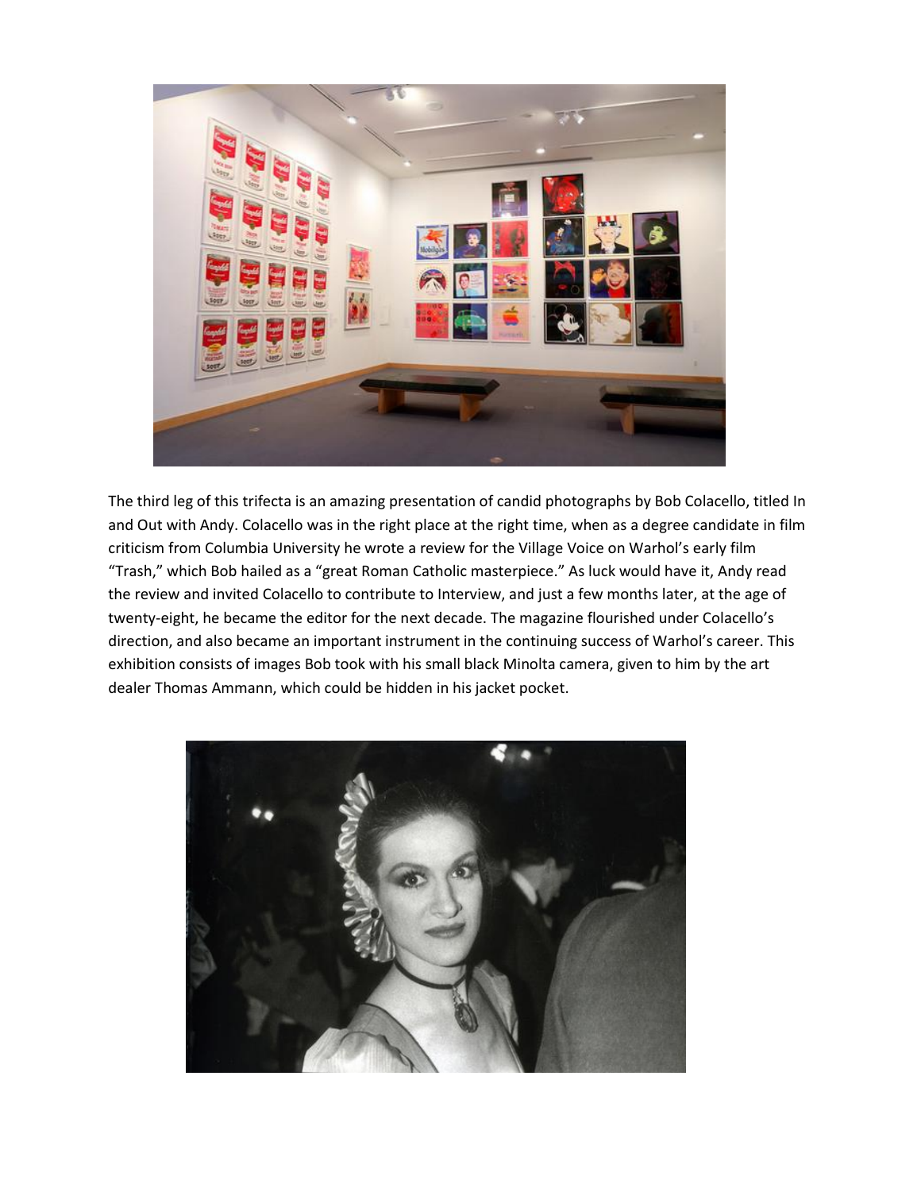The third leg of this trifecta is an amazing presentation of candid photographs by Bob Colacello, titled In and Out with Andy. Colacello was in the right place at the right time, when as a degree candidate in film criticism from Columbia University he wrote a review for the Village Voice on Warhol's early film "Trash," which Bob hailed as a "great Roman Catholic masterpiece." As luck would have it, Andy read the review and invited Colacello to contribute to Interview, and just a few months later, at the age of twenty-eight, he became the editor for the next decade. The magazine flourished under Colacello's direction, and also became an important instrument in the continuing success of Warhol's career. This exhibition consists of images Bob took with his small black Minolta camera, given to him by the art dealer Thomas Ammann, which could be hidden in his jacket pocket.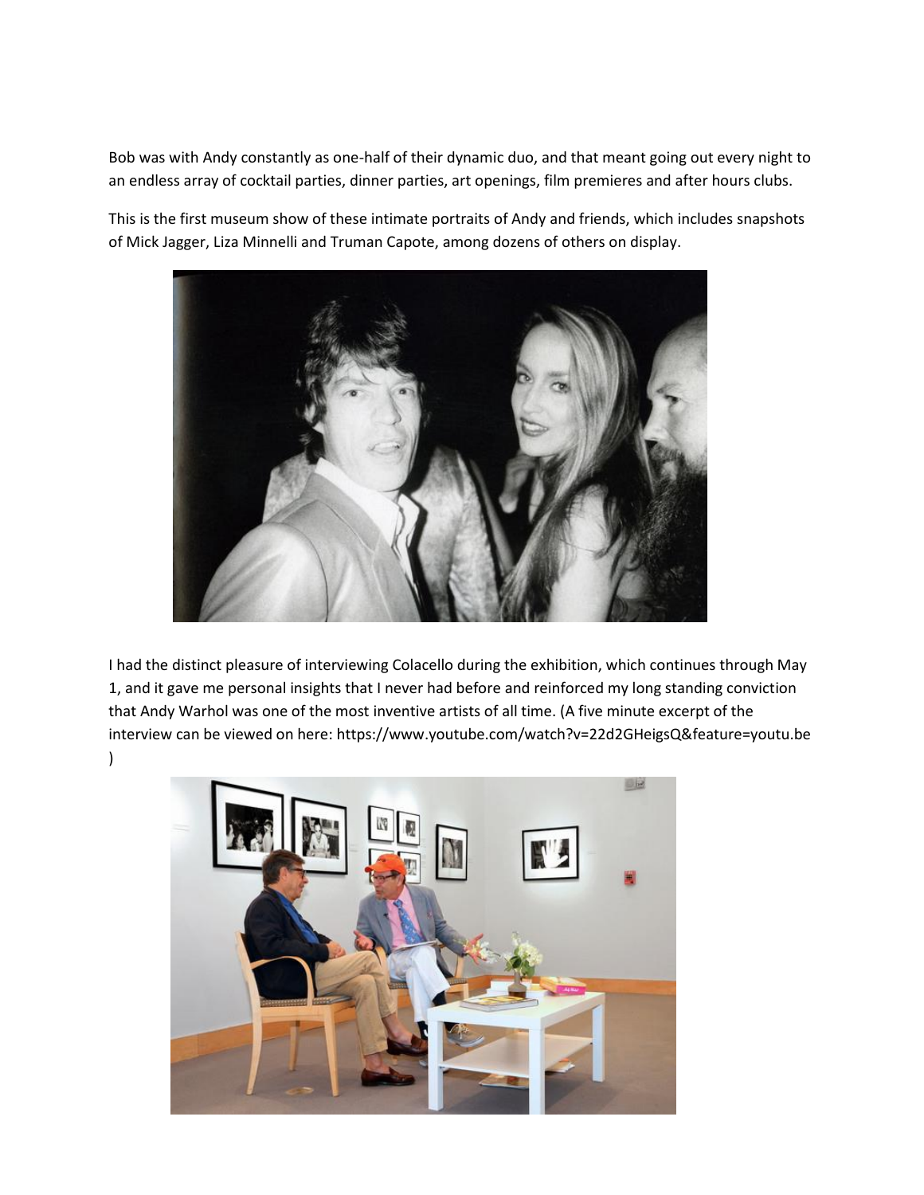Bob was with Andy constantly as one-half of their dynamic duo, and that meant going out every night to an endless array of cocktail parties, dinner parties, art openings, film premieres and after hours clubs.

This is the first museum show of these intimate portraits of Andy and friends, which includes snapshots of Mick Jagger, Liza Minnelli and Truman Capote, among dozens of others on display.

I had the distinct pleasure of interviewing Colacello during the exhibition, which continues through May 1, and it gave me personal insights that I never had before and reinforced my long standing conviction that Andy Warhol was one of the most inventive artists of all time. (A five minute excerpt of the interview can be viewed on here: https://www.youtube.com/watch?v=22d2GHeigsQ&feature=youtu.be )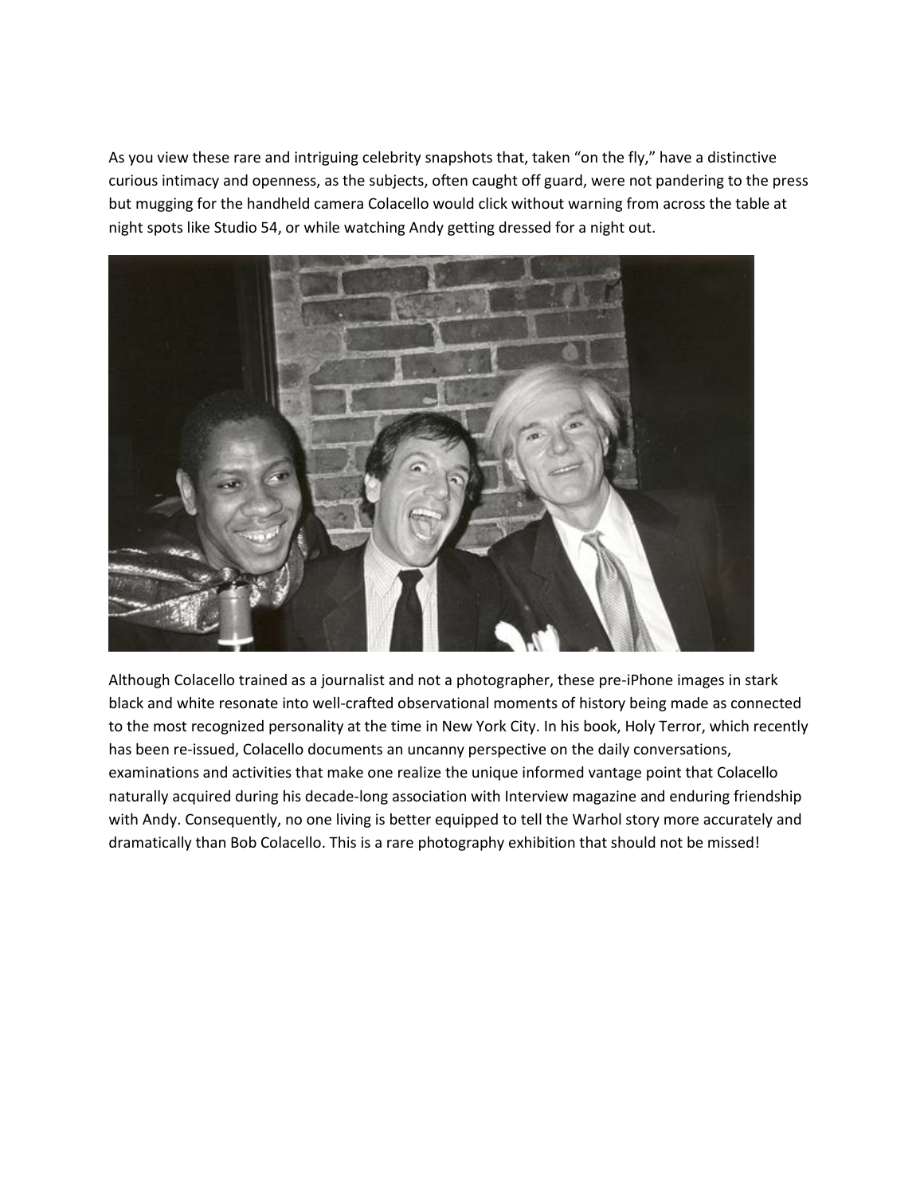As you view these rare and intriguing celebrity snapshots that, taken “on the fly,” have a distinctive curious intimacy and openness, as the subjects, often caught off guard, were not pandering to the press but mugging for the handheld camera Colacello would click without warning from across the table at night spots like Studio 54, or while watching Andy getting dressed for a night out.

Although Colacello trained as a journalist and not a photographer, these pre-iPhone images in stark black and white resonate into well-crafted observational moments of history being made as connected to the most recognized personality at the time in New York City. In his book, Holy Terror, which recently has been re-issued, Colacello documents an uncanny perspective on the daily conversations, examinations and activities that make one realize the unique informed vantage point that Colacello naturally acquired during his decade-long association with Interview magazine and enduring friendship with Andy. Consequently, no one living is better equipped to tell the Warhol story more accurately and dramatically than Bob Colacello. This is a rare photography exhibition that should not be missed!